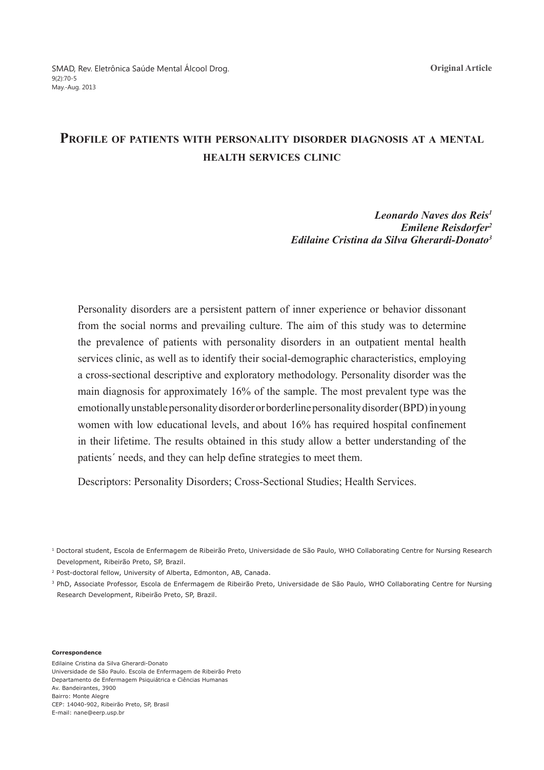Original Article

# Profile of patients with personality disorder diagnosis at a mental health services clinic

***Leonardo Naves dos Reis*[1]**
***Emilene Reisdorfer*[2]**
***Edilaine Cristina da Silva Gherardi-Donato*[3]**

Personality disorders are a persistent pattern of inner experience or behavior dissonant from the social norms and prevailing culture. The aim of this study was to determine the prevalence of patients with personality disorders in an outpatient mental health services clinic, as well as to identify their social-demographic characteristics, employing a cross-sectional descriptive and exploratory methodology. Personality disorder was the main diagnosis for approximately 16% of the sample. The most prevalent type was the emotionally unstable personality disorder or borderline personality disorder (BPD) in young women with low educational levels, and about 16% has required hospital confinement in their lifetime. The results obtained in this study allow a better understanding of the patients´ needs, and they can help define strategies to meet them.

Descriptors: Personality Disorders; Cross-Sectional Studies; Health Services.

[1] Doctoral student, Escola de Enfermagem de Ribeirão Preto, Universidade de São Paulo, WHO Collaborating Centre for Nursing Research Development, Ribeirão Preto, SP, Brazil.

[2] Post-doctoral fellow, University of Alberta, Edmonton, AB, Canada.

[3] PhD, Associate Professor, Escola de Enfermagem de Ribeirão Preto, Universidade de São Paulo, WHO Collaborating Centre for Nursing Research Development, Ribeirão Preto, SP, Brazil.

**Correspondence**

Edilaine Cristina da Silva Gherardi-Donato
Universidade de São Paulo. Escola de Enfermagem de Ribeirão Preto
Departamento de Enfermagem Psiquiátrica e Ciências Humanas
Av. Bandeirantes, 3900
Bairro: Monte Alegre
CEP: 14040-902, Ribeirão Preto, SP, Brasil
E-mail: nane@eerp.usp.br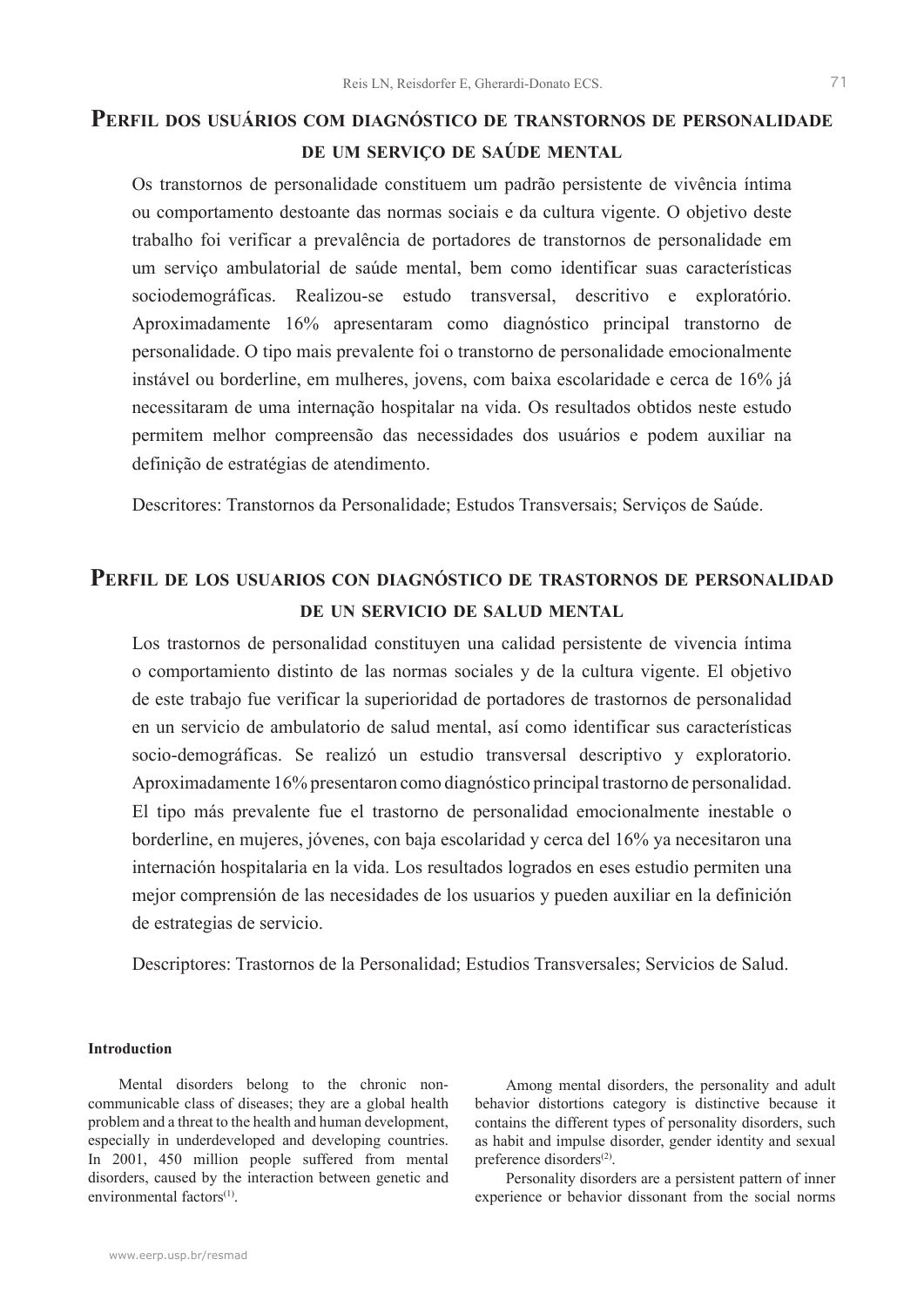## Perfil dos usuários com diagnóstico de transtornos de personalidade de um serviço de saúde mental

Os transtornos de personalidade constituem um padrão persistente de vivência íntima ou comportamento destoante das normas sociais e da cultura vigente. O objetivo deste trabalho foi verificar a prevalência de portadores de transtornos de personalidade em um serviço ambulatorial de saúde mental, bem como identificar suas características sociodemográficas. Realizou-se estudo transversal, descritivo e exploratório. Aproximadamente 16% apresentaram como diagnóstico principal transtorno de personalidade. O tipo mais prevalente foi o transtorno de personalidade emocionalmente instável ou borderline, em mulheres, jovens, com baixa escolaridade e cerca de 16% já necessitaram de uma internação hospitalar na vida. Os resultados obtidos neste estudo permitem melhor compreensão das necessidades dos usuários e podem auxiliar na definição de estratégias de atendimento.

Descritores: Transtornos da Personalidade; Estudos Transversais; Serviços de Saúde.

## Perfil de los usuarios con diagnóstico de trastornos de personalidad de un servicio de salud mental

Los trastornos de personalidad constituyen una calidad persistente de vivencia íntima o comportamiento distinto de las normas sociales y de la cultura vigente. El objetivo de este trabajo fue verificar la superioridad de portadores de trastornos de personalidad en un servicio de ambulatorio de salud mental, así como identificar sus características socio-demográficas. Se realizó un estudio transversal descriptivo y exploratorio. Aproximadamente 16% presentaron como diagnóstico principal trastorno de personalidad. El tipo más prevalente fue el trastorno de personalidad emocionalmente inestable o borderline, en mujeres, jóvenes, con baja escolaridad y cerca del 16% ya necesitaron una internación hospitalaria en la vida. Los resultados logrados en eses estudio permiten una mejor comprensión de las necesidades de los usuarios y pueden auxiliar en la definición de estrategias de servicio.

Descriptores: Trastornos de la Personalidad; Estudios Transversales; Servicios de Salud.

### Introduction

Mental disorders belong to the chronic non-communicable class of diseases; they are a global health problem and a threat to the health and human development, especially in underdeveloped and developing countries. In 2001, 450 million people suffered from mental disorders, caused by the interaction between genetic and environmental factors[1].

Among mental disorders, the personality and adult behavior distortions category is distinctive because it contains the different types of personality disorders, such as habit and impulse disorder, gender identity and sexual preference disorders[2].

Personality disorders are a persistent pattern of inner experience or behavior dissonant from the social norms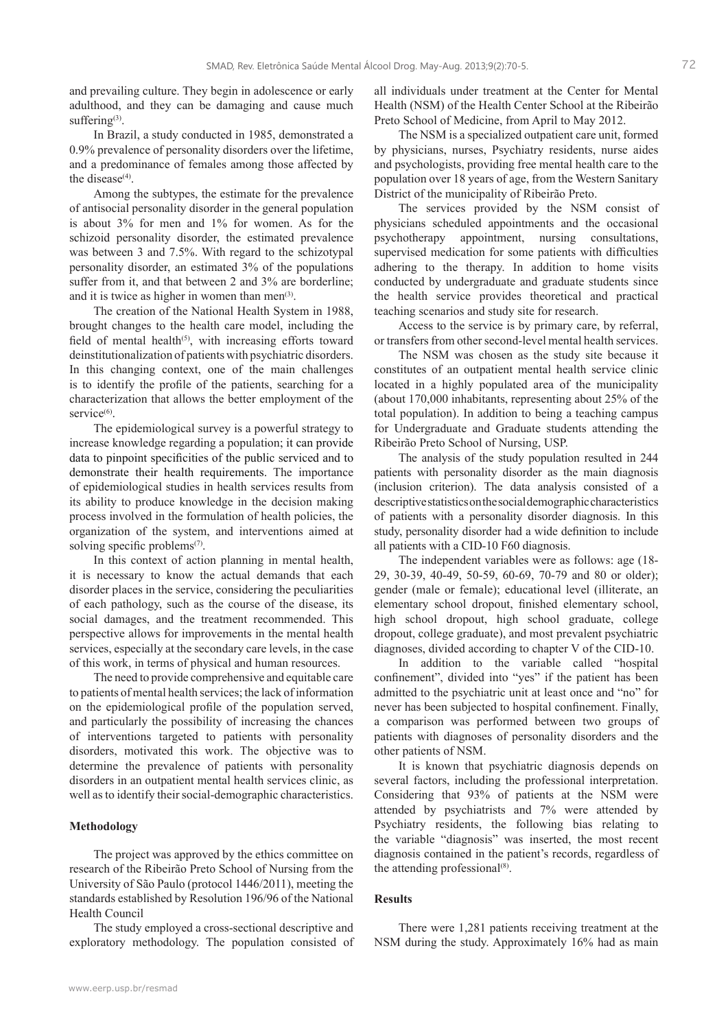and prevailing culture. They begin in adolescence or early adulthood, and they can be damaging and cause much suffering[3].

In Brazil, a study conducted in 1985, demonstrated a 0.9% prevalence of personality disorders over the lifetime, and a predominance of females among those affected by the disease[4].

Among the subtypes, the estimate for the prevalence of antisocial personality disorder in the general population is about 3% for men and 1% for women. As for the schizoid personality disorder, the estimated prevalence was between 3 and 7.5%. With regard to the schizotypal personality disorder, an estimated 3% of the populations suffer from it, and that between 2 and 3% are borderline; and it is twice as higher in women than men[3].

The creation of the National Health System in 1988, brought changes to the health care model, including the field of mental health[5], with increasing efforts toward deinstitutionalization of patients with psychiatric disorders. In this changing context, one of the main challenges is to identify the profile of the patients, searching for a characterization that allows the better employment of the service[6].

The epidemiological survey is a powerful strategy to increase knowledge regarding a population; it can provide data to pinpoint specificities of the public serviced and to demonstrate their health requirements. The importance of epidemiological studies in health services results from its ability to produce knowledge in the decision making process involved in the formulation of health policies, the organization of the system, and interventions aimed at solving specific problems[7].

In this context of action planning in mental health, it is necessary to know the actual demands that each disorder places in the service, considering the peculiarities of each pathology, such as the course of the disease, its social damages, and the treatment recommended. This perspective allows for improvements in the mental health services, especially at the secondary care levels, in the case of this work, in terms of physical and human resources.

The need to provide comprehensive and equitable care to patients of mental health services; the lack of information on the epidemiological profile of the population served, and particularly the possibility of increasing the chances of interventions targeted to patients with personality disorders, motivated this work. The objective was to determine the prevalence of patients with personality disorders in an outpatient mental health services clinic, as well as to identify their social-demographic characteristics.

**Methodology**

The project was approved by the ethics committee on research of the Ribeirão Preto School of Nursing from the University of São Paulo (protocol 1446/2011), meeting the standards established by Resolution 196/96 of the National Health Council

The study employed a cross-sectional descriptive and exploratory methodology. The population consisted of all individuals under treatment at the Center for Mental Health (NSM) of the Health Center School at the Ribeirão Preto School of Medicine, from April to May 2012.

The NSM is a specialized outpatient care unit, formed by physicians, nurses, Psychiatry residents, nurse aides and psychologists, providing free mental health care to the population over 18 years of age, from the Western Sanitary District of the municipality of Ribeirão Preto.

The services provided by the NSM consist of physicians scheduled appointments and the occasional psychotherapy appointment, nursing consultations, supervised medication for some patients with difficulties adhering to the therapy. In addition to home visits conducted by undergraduate and graduate students since the health service provides theoretical and practical teaching scenarios and study site for research.

Access to the service is by primary care, by referral, or transfers from other second-level mental health services.

The NSM was chosen as the study site because it constitutes of an outpatient mental health service clinic located in a highly populated area of the municipality (about 170,000 inhabitants, representing about 25% of the total population). In addition to being a teaching campus for Undergraduate and Graduate students attending the Ribeirão Preto School of Nursing, USP.

The analysis of the study population resulted in 244 patients with personality disorder as the main diagnosis (inclusion criterion). The data analysis consisted of a descriptive statistics on the social demographic characteristics of patients with a personality disorder diagnosis. In this study, personality disorder had a wide definition to include all patients with a CID-10 F60 diagnosis.

The independent variables were as follows: age (18-29, 30-39, 40-49, 50-59, 60-69, 70-79 and 80 or older); gender (male or female); educational level (illiterate, an elementary school dropout, finished elementary school, high school dropout, high school graduate, college dropout, college graduate), and most prevalent psychiatric diagnoses, divided according to chapter V of the CID-10.

In addition to the variable called "hospital confinement", divided into "yes" if the patient has been admitted to the psychiatric unit at least once and "no" for never has been subjected to hospital confinement. Finally, a comparison was performed between two groups of patients with diagnoses of personality disorders and the other patients of NSM.

It is known that psychiatric diagnosis depends on several factors, including the professional interpretation. Considering that 93% of patients at the NSM were attended by psychiatrists and 7% were attended by Psychiatry residents, the following bias relating to the variable "diagnosis" was inserted, the most recent diagnosis contained in the patient's records, regardless of the attending professional[8].

**Results**

There were 1,281 patients receiving treatment at the NSM during the study. Approximately 16% had as main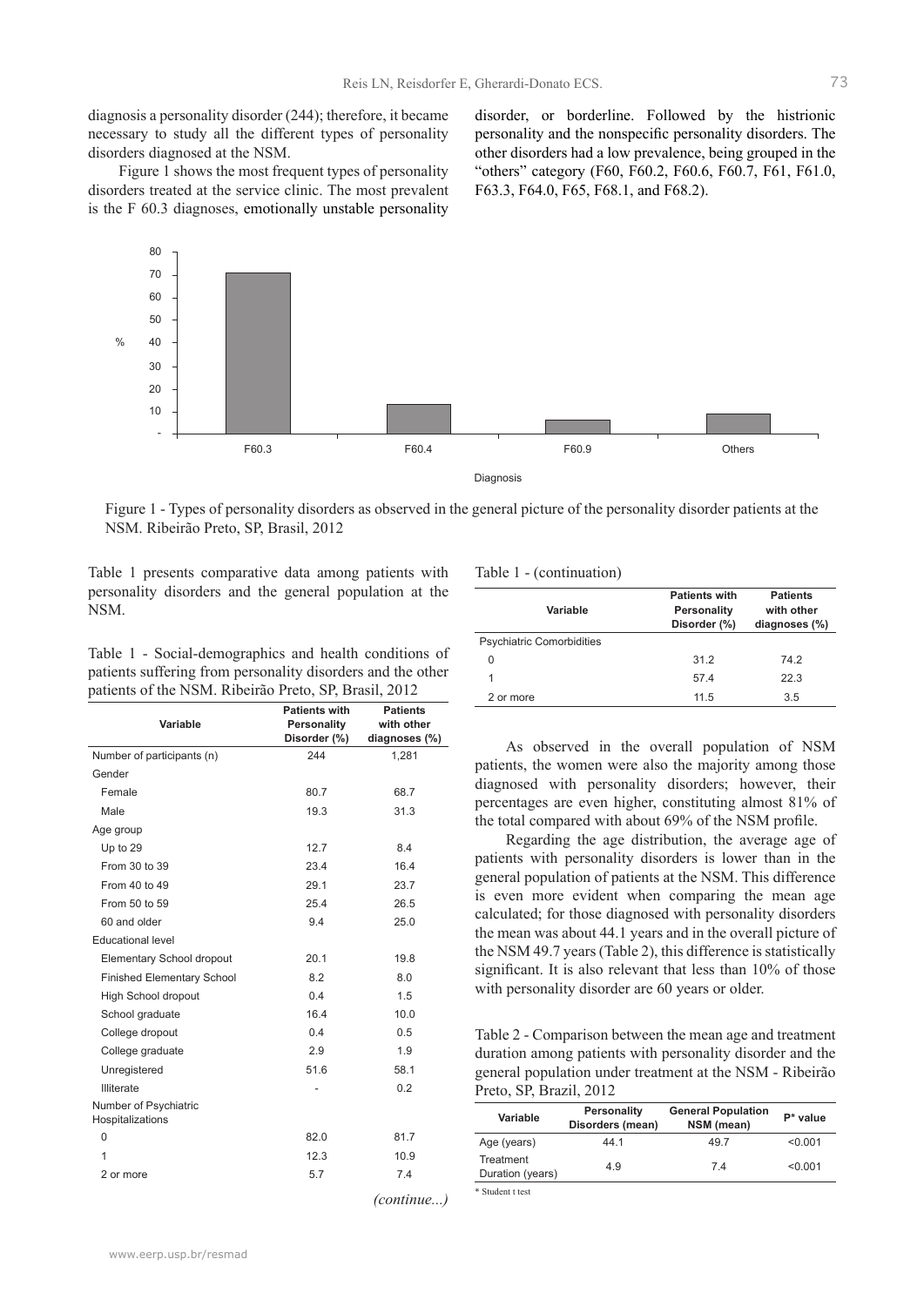diagnosis a personality disorder (244); therefore, it became necessary to study all the different types of personality disorders diagnosed at the NSM.

Figure 1 shows the most frequent types of personality disorders treated at the service clinic. The most prevalent is the F 60.3 diagnoses, emotionally unstable personality disorder, or borderline. Followed by the histrionic personality and the nonspecific personality disorders. The other disorders had a low prevalence, being grouped in the "others" category (F60, F60.2, F60.6, F60.7, F61, F61.0, F63.3, F64.0, F65, F68.1, and F68.2).

Figure 1 - Types of personality disorders as observed in the general picture of the personality disorder patients at the NSM. Ribeirão Preto, SP, Brasil, 2012

Table 1 presents comparative data among patients with personality disorders and the general population at the NSM.

Table 1 - Social-demographics and health conditions of patients suffering from personality disorders and the other patients of the NSM. Ribeirão Preto, SP, Brasil, 2012

| Variable | Patients with Personality Disorder (%) | Patients with other diagnoses (%) |
|---|---|---|
| Number of participants (n) | 244 | 1,281 |
| Gender | | |
| Female | 80.7 | 68.7 |
| Male | 19.3 | 31.3 |
| Age group | | |
| Up to 29 | 12.7 | 8.4 |
| From 30 to 39 | 23.4 | 16.4 |
| From 40 to 49 | 29.1 | 23.7 |
| From 50 to 59 | 25.4 | 26.5 |
| 60 and older | 9.4 | 25.0 |
| Educational level | | |
| Elementary School dropout | 20.1 | 19.8 |
| Finished Elementary School | 8.2 | 8.0 |
| High School dropout | 0.4 | 1.5 |
| School graduate | 16.4 | 10.0 |
| College dropout | 0.4 | 0.5 |
| College graduate | 2.9 | 1.9 |
| Unregistered | 51.6 | 58.1 |
| Illiterate | - | 0.2 |
| Number of Psychiatric Hospitalizations | | |
| 0 | 82.0 | 81.7 |
| 1 | 12.3 | 10.9 |
| 2 or more | 5.7 | 7.4 |
| Psychiatric Comorbidities | | |
| 0 | 31.2 | 74.2 |
| 1 | 57.4 | 22.3 |
| 2 or more | 11.5 | 3.5 |

As observed in the overall population of NSM patients, the women were also the majority among those diagnosed with personality disorders; however, their percentages are even higher, constituting almost 81% of the total compared with about 69% of the NSM profile.

Regarding the age distribution, the average age of patients with personality disorders is lower than in the general population of patients at the NSM. This difference is even more evident when comparing the mean age calculated; for those diagnosed with personality disorders the mean was about 44.1 years and in the overall picture of the NSM 49.7 years (Table 2), this difference is statistically significant. It is also relevant that less than 10% of those with personality disorder are 60 years or older.

Table 2 - Comparison between the mean age and treatment duration among patients with personality disorder and the general population under treatment at the NSM - Ribeirão Preto, SP, Brazil, 2012

| Variable | Personality Disorders (mean) | General Population NSM (mean) | P* value |
|---|---|---|---|
| Age (years) | 44.1 | 49.7 | <0.001 |
| Treatment Duration (years) | 4.9 | 7.4 | <0.001 |

\* Student t test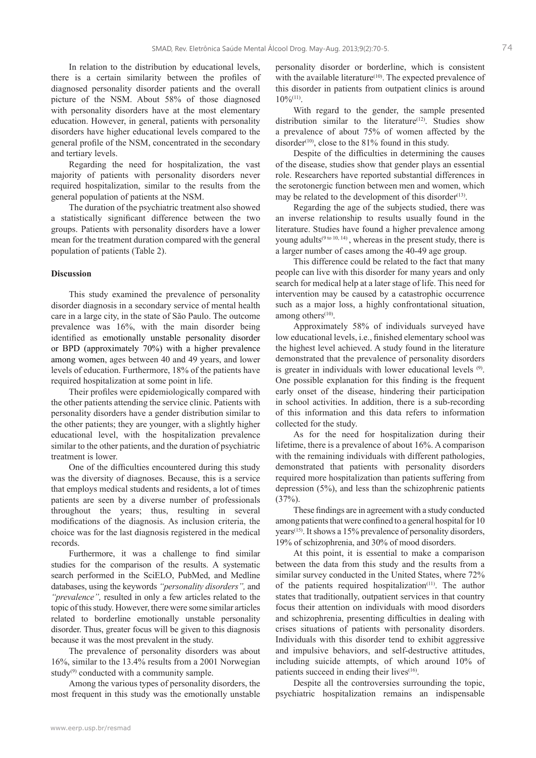In relation to the distribution by educational levels, there is a certain similarity between the profiles of diagnosed personality disorder patients and the overall picture of the NSM. About 58% of those diagnosed with personality disorders have at the most elementary education. However, in general, patients with personality disorders have higher educational levels compared to the general profile of the NSM, concentrated in the secondary and tertiary levels.

Regarding the need for hospitalization, the vast majority of patients with personality disorders never required hospitalization, similar to the results from the general population of patients at the NSM.

The duration of the psychiatric treatment also showed a statistically significant difference between the two groups. Patients with personality disorders have a lower mean for the treatment duration compared with the general population of patients (Table 2).

**Discussion**

This study examined the prevalence of personality disorder diagnosis in a secondary service of mental health care in a large city, in the state of São Paulo. The outcome prevalence was 16%, with the main disorder being identified as emotionally unstable personality disorder or BPD (approximately 70%) with a higher prevalence among women, ages between 40 and 49 years, and lower levels of education. Furthermore, 18% of the patients have required hospitalization at some point in life.

Their profiles were epidemiologically compared with the other patients attending the service clinic. Patients with personality disorders have a gender distribution similar to the other patients; they are younger, with a slightly higher educational level, with the hospitalization prevalence similar to the other patients, and the duration of psychiatric treatment is lower.

One of the difficulties encountered during this study was the diversity of diagnoses. Because, this is a service that employs medical students and residents, a lot of times patients are seen by a diverse number of professionals throughout the years; thus, resulting in several modifications of the diagnosis. As inclusion criteria, the choice was for the last diagnosis registered in the medical records.

Furthermore, it was a challenge to find similar studies for the comparison of the results. A systematic search performed in the SciELO, PubMed, and Medline databases, using the keywords *"personality disorders",* and *"prevalence",* resulted in only a few articles related to the topic of this study. However, there were some similar articles related to borderline emotionally unstable personality disorder. Thus, greater focus will be given to this diagnosis because it was the most prevalent in the study.

The prevalence of personality disorders was about 16%, similar to the 13.4% results from a 2001 Norwegian study[9] conducted with a community sample.

Among the various types of personality disorders, the most frequent in this study was the emotionally unstable personality disorder or borderline, which is consistent with the available literature[10]. The expected prevalence of this disorder in patients from outpatient clinics is around 10%[11].

With regard to the gender, the sample presented distribution similar to the literature[12]. Studies show a prevalence of about 75% of women affected by the disorder[10], close to the 81% found in this study.

Despite of the difficulties in determining the causes of the disease, studies show that gender plays an essential role. Researchers have reported substantial differences in the serotonergic function between men and women, which may be related to the development of this disorder[13].

Regarding the age of the subjects studied, there was an inverse relationship to results usually found in the literature. Studies have found a higher prevalence among young adults[9 to 10, 14], whereas in the present study, there is a larger number of cases among the 40-49 age group.

This difference could be related to the fact that many people can live with this disorder for many years and only search for medical help at a later stage of life. This need for intervention may be caused by a catastrophic occurrence such as a major loss, a highly confrontational situation, among others[10].

Approximately 58% of individuals surveyed have low educational levels, i.e., finished elementary school was the highest level achieved. A study found in the literature demonstrated that the prevalence of personality disorders is greater in individuals with lower educational levels [9]. One possible explanation for this finding is the frequent early onset of the disease, hindering their participation in school activities. In addition, there is a sub-recording of this information and this data refers to information collected for the study.

As for the need for hospitalization during their lifetime, there is a prevalence of about 16%. A comparison with the remaining individuals with different pathologies, demonstrated that patients with personality disorders required more hospitalization than patients suffering from depression (5%), and less than the schizophrenic patients (37%).

These findings are in agreement with a study conducted among patients that were confined to a general hospital for 10 years[15]. It shows a 15% prevalence of personality disorders, 19% of schizophrenia, and 30% of mood disorders.

At this point, it is essential to make a comparison between the data from this study and the results from a similar survey conducted in the United States, where 72% of the patients required hospitalization[11]. The author states that traditionally, outpatient services in that country focus their attention on individuals with mood disorders and schizophrenia, presenting difficulties in dealing with crises situations of patients with personality disorders. Individuals with this disorder tend to exhibit aggressive and impulsive behaviors, and self-destructive attitudes, including suicide attempts, of which around 10% of patients succeed in ending their lives[16].

Despite all the controversies surrounding the topic, psychiatric hospitalization remains an indispensable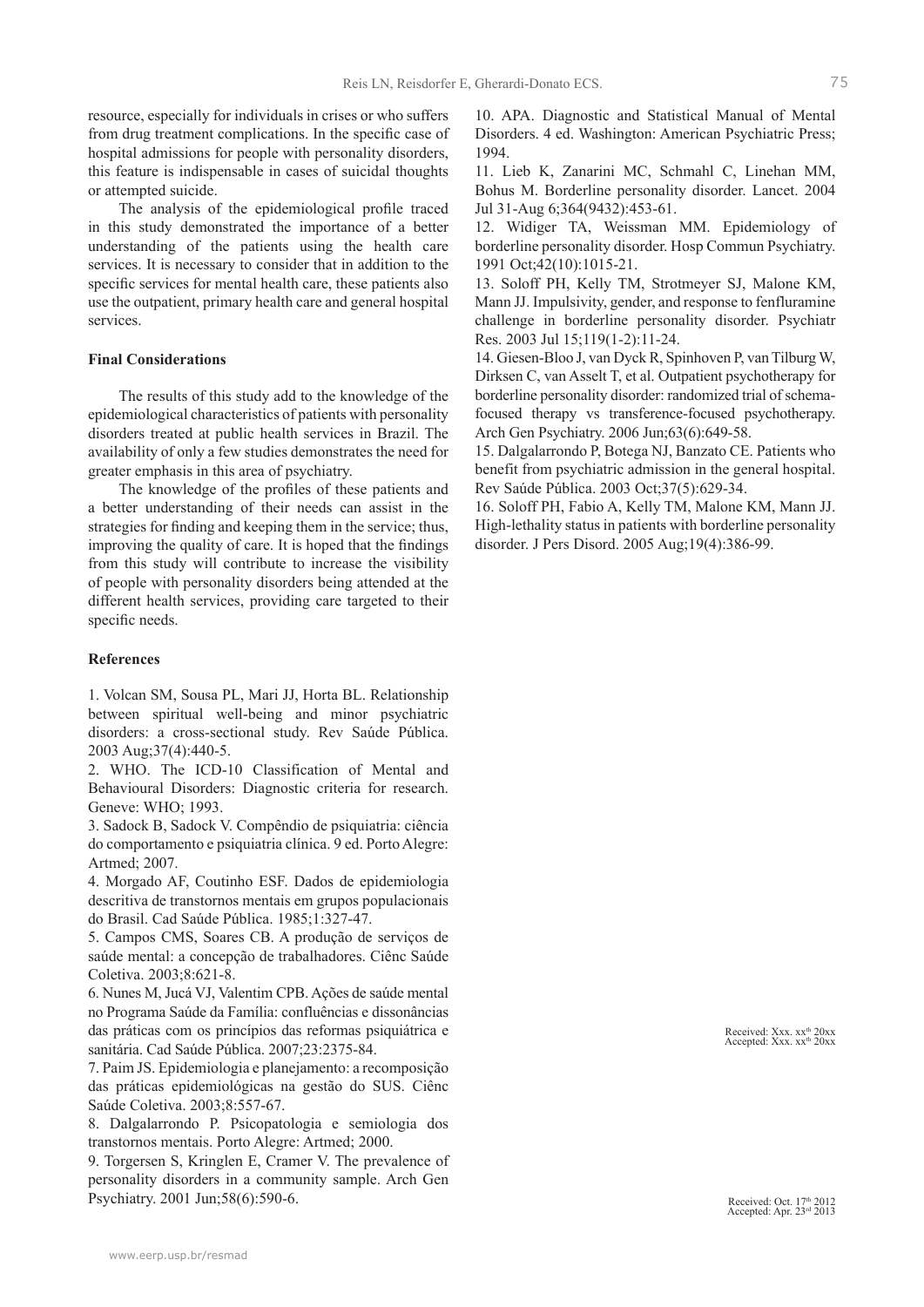resource, especially for individuals in crises or who suffers from drug treatment complications. In the specific case of hospital admissions for people with personality disorders, this feature is indispensable in cases of suicidal thoughts or attempted suicide.

The analysis of the epidemiological profile traced in this study demonstrated the importance of a better understanding of the patients using the health care services. It is necessary to consider that in addition to the specific services for mental health care, these patients also use the outpatient, primary health care and general hospital services.

**Final Considerations**

The results of this study add to the knowledge of the epidemiological characteristics of patients with personality disorders treated at public health services in Brazil. The availability of only a few studies demonstrates the need for greater emphasis in this area of psychiatry.

The knowledge of the profiles of these patients and a better understanding of their needs can assist in the strategies for finding and keeping them in the service; thus, improving the quality of care. It is hoped that the findings from this study will contribute to increase the visibility of people with personality disorders being attended at the different health services, providing care targeted to their specific needs.

**References**

1. Volcan SM, Sousa PL, Mari JJ, Horta BL. Relationship between spiritual well-being and minor psychiatric disorders: a cross-sectional study. Rev Saúde Pública. 2003 Aug;37(4):440-5.
2. WHO. The ICD-10 Classification of Mental and Behavioural Disorders: Diagnostic criteria for research. Geneve: WHO; 1993.
3. Sadock B, Sadock V. Compêndio de psiquiatria: ciência do comportamento e psiquiatria clínica. 9 ed. Porto Alegre: Artmed; 2007.
4. Morgado AF, Coutinho ESF. Dados de epidemiologia descritiva de transtornos mentais em grupos populacionais do Brasil. Cad Saúde Pública. 1985;1:327-47.
5. Campos CMS, Soares CB. A produção de serviços de saúde mental: a concepção de trabalhadores. Ciênc Saúde Coletiva. 2003;8:621-8.
6. Nunes M, Jucá VJ, Valentim CPB. Ações de saúde mental no Programa Saúde da Família: confluências e dissonâncias das práticas com os princípios das reformas psiquiátrica e sanitária. Cad Saúde Pública. 2007;23:2375-84.
7. Paim JS. Epidemiologia e planejamento: a recomposição das práticas epidemiológicas na gestão do SUS. Ciênc Saúde Coletiva. 2003;8:557-67.
8. Dalgalarrondo P. Psicopatologia e semiologia dos transtornos mentais. Porto Alegre: Artmed; 2000.
9. Torgersen S, Kringlen E, Cramer V. The prevalence of personality disorders in a community sample. Arch Gen Psychiatry. 2001 Jun;58(6):590-6.
10. APA. Diagnostic and Statistical Manual of Mental Disorders. 4 ed. Washington: American Psychiatric Press; 1994.
11. Lieb K, Zanarini MC, Schmahl C, Linehan MM, Bohus M. Borderline personality disorder. Lancet. 2004 Jul 31-Aug 6;364(9432):453-61.
12. Widiger TA, Weissman MM. Epidemiology of borderline personality disorder. Hosp Commun Psychiatry. 1991 Oct;42(10):1015-21.
13. Soloff PH, Kelly TM, Strotmeyer SJ, Malone KM, Mann JJ. Impulsivity, gender, and response to fenfluramine challenge in borderline personality disorder. Psychiatr Res. 2003 Jul 15;119(1-2):11-24.
14. Giesen-Bloo J, van Dyck R, Spinhoven P, van Tilburg W, Dirksen C, van Asselt T, et al. Outpatient psychotherapy for borderline personality disorder: randomized trial of schema-focused therapy vs transference-focused psychotherapy. Arch Gen Psychiatry. 2006 Jun;63(6):649-58.
15. Dalgalarrondo P, Botega NJ, Banzato CE. Patients who benefit from psychiatric admission in the general hospital. Rev Saúde Pública. 2003 Oct;37(5):629-34.
16. Soloff PH, Fabio A, Kelly TM, Malone KM, Mann JJ. High-lethality status in patients with borderline personality disorder. J Pers Disord. 2005 Aug;19(4):386-99.

Received: Xxx. xx[th] 20xx
Accepted: Xxx. xx[th] 20xx

Received: Oct. 17[th] 2012
Accepted: Apr. 23[rd] 2013